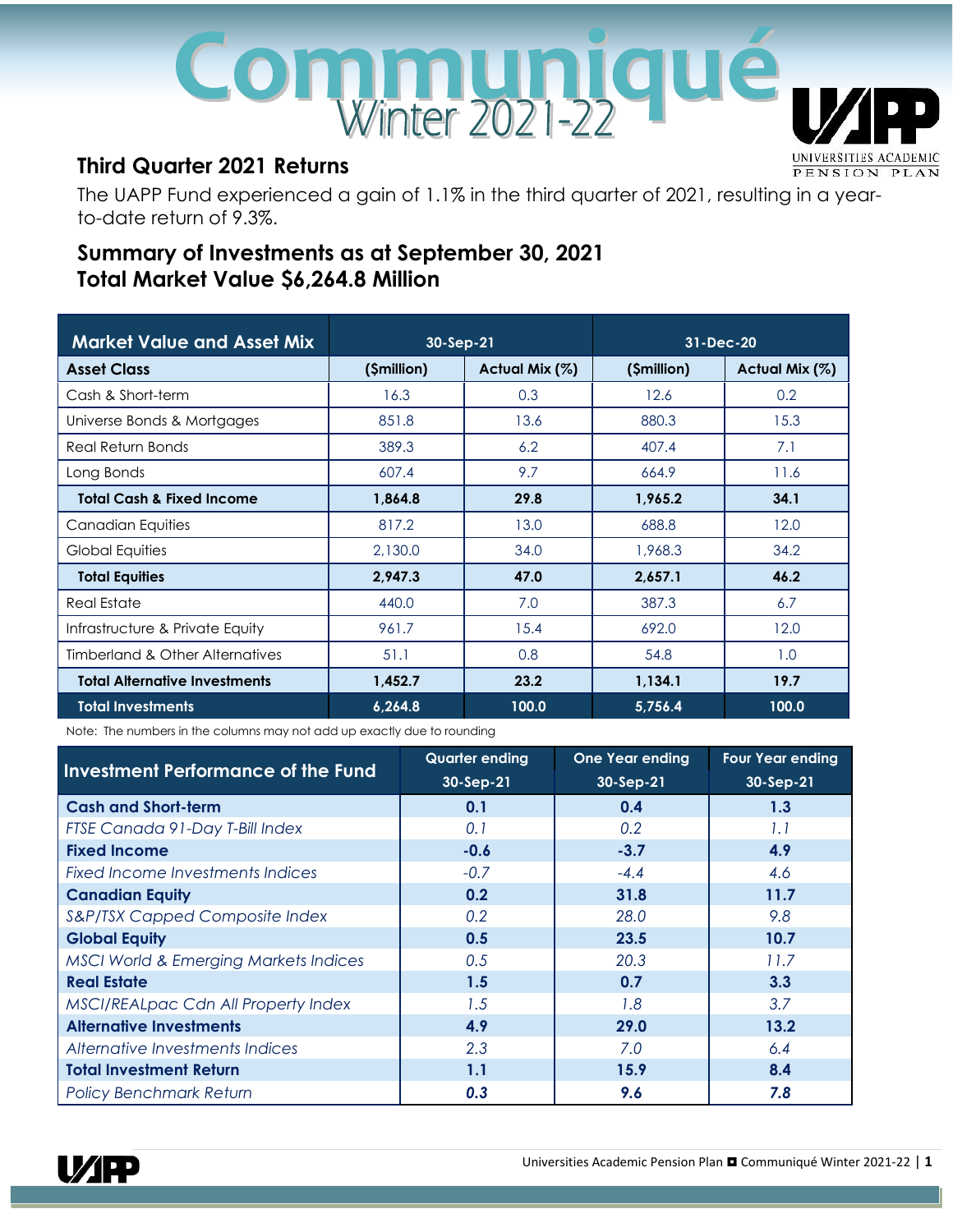# Communiqué Winter 2021-22

## Third Quarter 2021 Returns

The UAPP Fund experienced a gain of 1.1% in the third quarter of 2021, resulting in a year-to-date return of 9.3%.

## Summary of Investments as at September 30, 2021
## Total Market Value $6,264.8 Million

| Market Value and Asset Mix | 30-Sep-21 | | 31-Dec-20 | |
|---|---|---|---|---|
| **Asset Class** | **($million)** | **Actual Mix (%)** | **($million)** | **Actual Mix (%)** |
| Cash & Short-term | 16.3 | 0.3 | 12.6 | 0.2 |
| Universe Bonds & Mortgages | 851.8 | 13.6 | 880.3 | 15.3 |
| Real Return Bonds | 389.3 | 6.2 | 407.4 | 7.1 |
| Long Bonds | 607.4 | 9.7 | 664.9 | 11.6 |
| **Total Cash & Fixed Income** | **1,864.8** | **29.8** | **1,965.2** | **34.1** |
| Canadian Equities | 817.2 | 13.0 | 688.8 | 12.0 |
| Global Equities | 2,130.0 | 34.0 | 1,968.3 | 34.2 |
| **Total Equities** | **2,947.3** | **47.0** | **2,657.1** | **46.2** |
| Real Estate | 440.0 | 7.0 | 387.3 | 6.7 |
| Infrastructure & Private Equity | 961.7 | 15.4 | 692.0 | 12.0 |
| Timberland & Other Alternatives | 51.1 | 0.8 | 54.8 | 1.0 |
| **Total Alternative Investments** | **1,452.7** | **23.2** | **1,134.1** | **19.7** |
| **Total Investments** | **6,264.8** | **100.0** | **5,756.4** | **100.0** |

Note: The numbers in the columns may not add up exactly due to rounding

| Investment Performance of the Fund | Quarter ending 30-Sep-21 | One Year ending 30-Sep-21 | Four Year ending 30-Sep-21 |
|---|---|---|---|
| **Cash and Short-term** | **0.1** | **0.4** | **1.3** |
| *FTSE Canada 91-Day T-Bill Index* | *0.1* | *0.2* | *1.1* |
| **Fixed Income** | **-0.6** | **-3.7** | **4.9** |
| *Fixed Income Investments Indices* | *-0.7* | *-4.4* | *4.6* |
| **Canadian Equity** | **0.2** | **31.8** | **11.7** |
| *S&P/TSX Capped Composite Index* | *0.2* | *28.0* | *9.8* |
| **Global Equity** | **0.5** | **23.5** | **10.7** |
| *MSCI World & Emerging Markets Indices* | *0.5* | *20.3* | *11.7* |
| **Real Estate** | **1.5** | **0.7** | **3.3** |
| *MSCI/REALpac Cdn All Property Index* | *1.5* | *1.8* | *3.7* |
| **Alternative Investments** | **4.9** | **29.0** | **13.2** |
| *Alternative Investments Indices* | *2.3* | *7.0* | *6.4* |
| **Total Investment Return** | **1.1** | **15.9** | **8.4** |
| *Policy Benchmark Return* | **0.3** | **9.6** | **7.8** |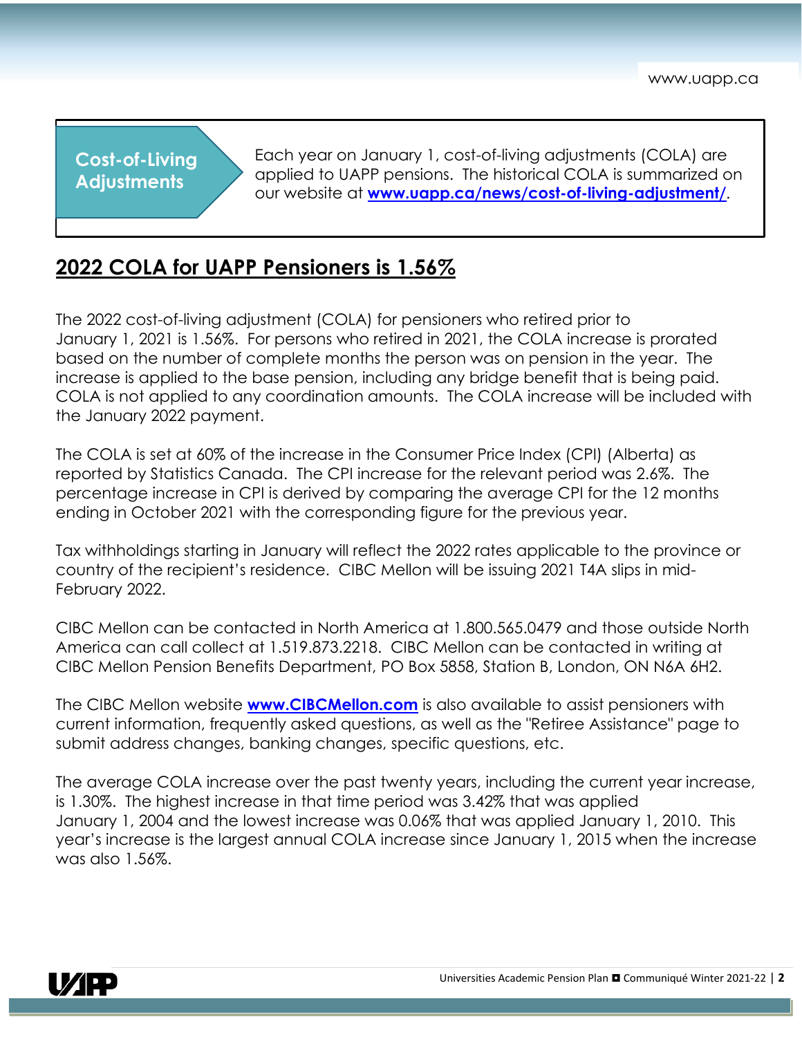**Cost-of-Living Adjustments**

Each year on January 1, cost-of-living adjustments (COLA) are applied to UAPP pensions. The historical COLA is summarized on our website at **www.uapp.ca/news/cost-of-living-adjustment/**.

## 2022 COLA for UAPP Pensioners is 1.56%

The 2022 cost-of-living adjustment (COLA) for pensioners who retired prior to January 1, 2021 is 1.56%. For persons who retired in 2021, the COLA increase is prorated based on the number of complete months the person was on pension in the year. The increase is applied to the base pension, including any bridge benefit that is being paid. COLA is not applied to any coordination amounts. The COLA increase will be included with the January 2022 payment.

The COLA is set at 60% of the increase in the Consumer Price Index (CPI) (Alberta) as reported by Statistics Canada. The CPI increase for the relevant period was 2.6%. The percentage increase in CPI is derived by comparing the average CPI for the 12 months ending in October 2021 with the corresponding figure for the previous year.

Tax withholdings starting in January will reflect the 2022 rates applicable to the province or country of the recipient's residence. CIBC Mellon will be issuing 2021 T4A slips in mid-February 2022.

CIBC Mellon can be contacted in North America at 1.800.565.0479 and those outside North America can call collect at 1.519.873.2218. CIBC Mellon can be contacted in writing at CIBC Mellon Pension Benefits Department, PO Box 5858, Station B, London, ON N6A 6H2.

The CIBC Mellon website **www.CIBCMellon.com** is also available to assist pensioners with current information, frequently asked questions, as well as the "Retiree Assistance" page to submit address changes, banking changes, specific questions, etc.

The average COLA increase over the past twenty years, including the current year increase, is 1.30%. The highest increase in that time period was 3.42% that was applied January 1, 2004 and the lowest increase was 0.06% that was applied January 1, 2010. This year's increase is the largest annual COLA increase since January 1, 2015 when the increase was also 1.56%.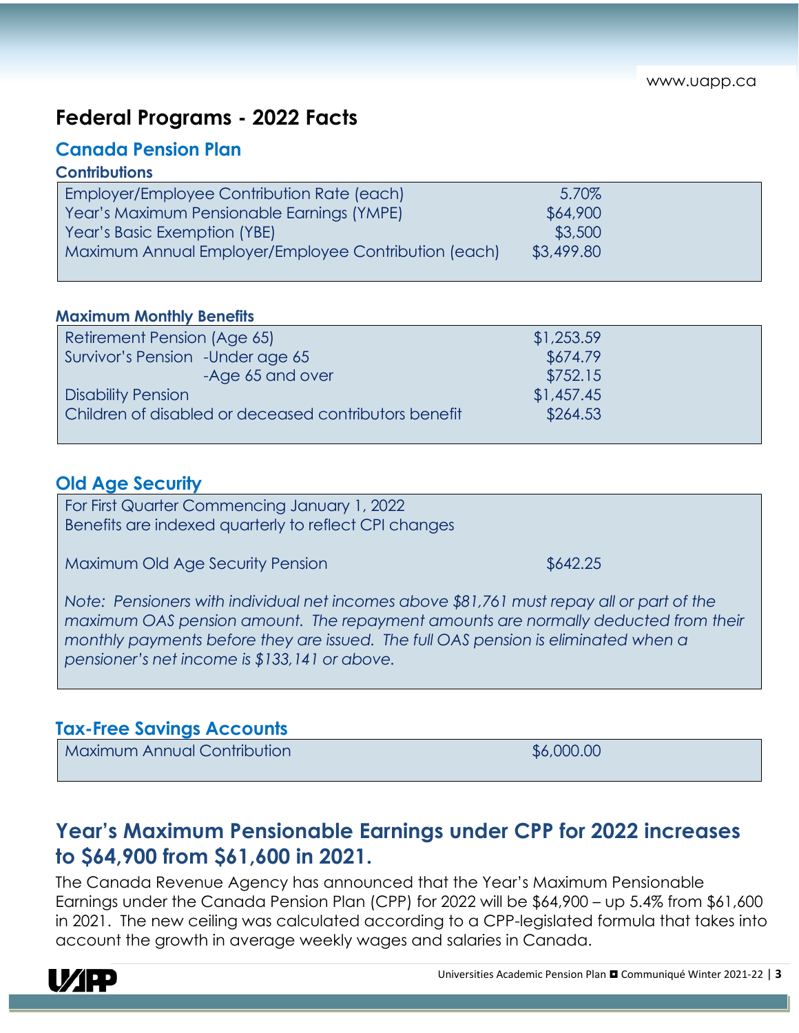# Federal Programs - 2022 Facts

## Canada Pension Plan

### Contributions

| | |
|---|---|
| Employer/Employee Contribution Rate (each) | 5.70% |
| Year's Maximum Pensionable Earnings (YMPE) | $64,900 |
| Year's Basic Exemption (YBE) | $3,500 |
| Maximum Annual Employer/Employee Contribution (each) | $3,499.80 |

### Maximum Monthly Benefits

| | | |
|---|---|---|
| Retirement Pension (Age 65) | | $1,253.59 |
| Survivor's Pension | -Under age 65 | $674.79 |
| | -Age 65 and over | $752.15 |
| Disability Pension | | $1,457.45 |
| Children of disabled or deceased contributors benefit | | $264.53 |

## Old Age Security

For First Quarter Commencing January 1, 2022
Benefits are indexed quarterly to reflect CPI changes

| | |
|---|---|
| Maximum Old Age Security Pension | $642.25 |

*Note: Pensioners with individual net incomes above $81,761 must repay all or part of the maximum OAS pension amount. The repayment amounts are normally deducted from their monthly payments before they are issued. The full OAS pension is eliminated when a pensioner's net income is $133,141 or above.*

## Tax-Free Savings Accounts

| | |
|---|---|
| Maximum Annual Contribution | $6,000.00 |

# Year's Maximum Pensionable Earnings under CPP for 2022 increases to $64,900 from $61,600 in 2021.

The Canada Revenue Agency has announced that the Year's Maximum Pensionable Earnings under the Canada Pension Plan (CPP) for 2022 will be $64,900 – up 5.4% from $61,600 in 2021. The new ceiling was calculated according to a CPP-legislated formula that takes into account the growth in average weekly wages and salaries in Canada.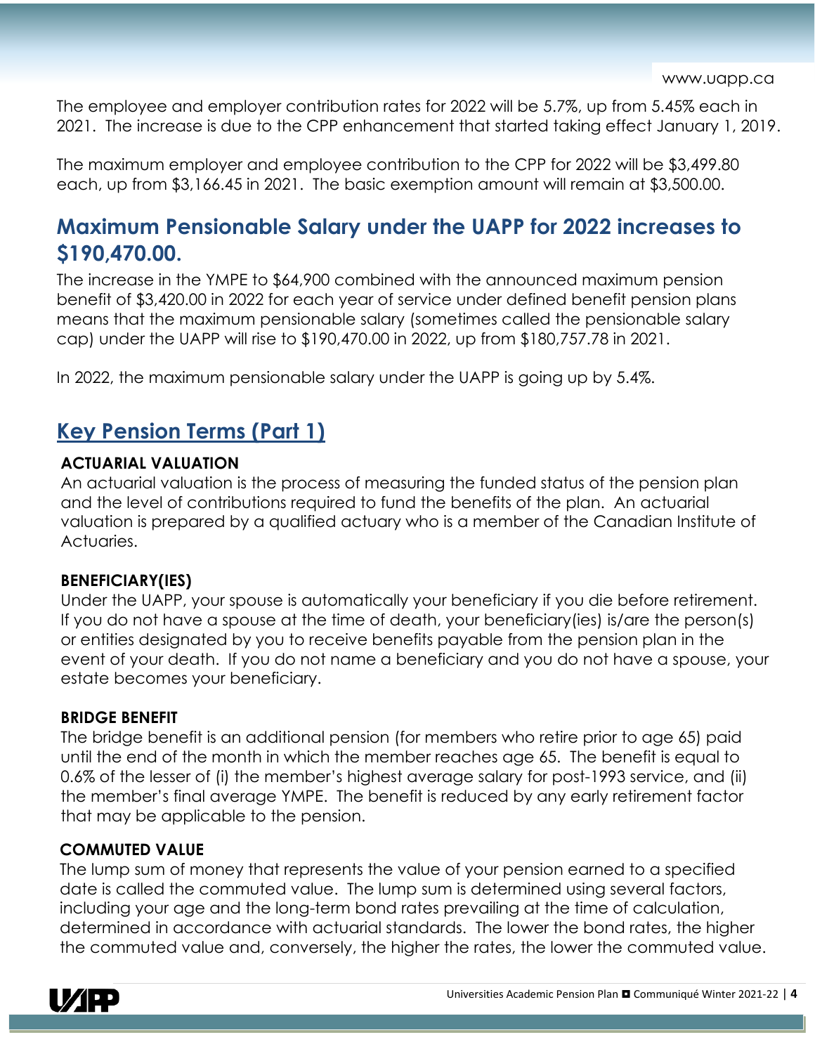The employee and employer contribution rates for 2022 will be 5.7%, up from 5.45% each in 2021. The increase is due to the CPP enhancement that started taking effect January 1, 2019.

The maximum employer and employee contribution to the CPP for 2022 will be $3,499.80 each, up from $3,166.45 in 2021. The basic exemption amount will remain at $3,500.00.

## Maximum Pensionable Salary under the UAPP for 2022 increases to $190,470.00.

The increase in the YMPE to $64,900 combined with the announced maximum pension benefit of $3,420.00 in 2022 for each year of service under defined benefit pension plans means that the maximum pensionable salary (sometimes called the pensionable salary cap) under the UAPP will rise to $190,470.00 in 2022, up from $180,757.78 in 2021.

In 2022, the maximum pensionable salary under the UAPP is going up by 5.4%.

## Key Pension Terms (Part 1)

**ACTUARIAL VALUATION**

An actuarial valuation is the process of measuring the funded status of the pension plan and the level of contributions required to fund the benefits of the plan. An actuarial valuation is prepared by a qualified actuary who is a member of the Canadian Institute of Actuaries.

**BENEFICIARY(IES)**

Under the UAPP, your spouse is automatically your beneficiary if you die before retirement. If you do not have a spouse at the time of death, your beneficiary(ies) is/are the person(s) or entities designated by you to receive benefits payable from the pension plan in the event of your death. If you do not name a beneficiary and you do not have a spouse, your estate becomes your beneficiary.

**BRIDGE BENEFIT**

The bridge benefit is an additional pension (for members who retire prior to age 65) paid until the end of the month in which the member reaches age 65. The benefit is equal to 0.6% of the lesser of (i) the member's highest average salary for post-1993 service, and (ii) the member's final average YMPE. The benefit is reduced by any early retirement factor that may be applicable to the pension.

**COMMUTED VALUE**

The lump sum of money that represents the value of your pension earned to a specified date is called the commuted value. The lump sum is determined using several factors, including your age and the long-term bond rates prevailing at the time of calculation, determined in accordance with actuarial standards. The lower the bond rates, the higher the commuted value and, conversely, the higher the rates, the lower the commuted value.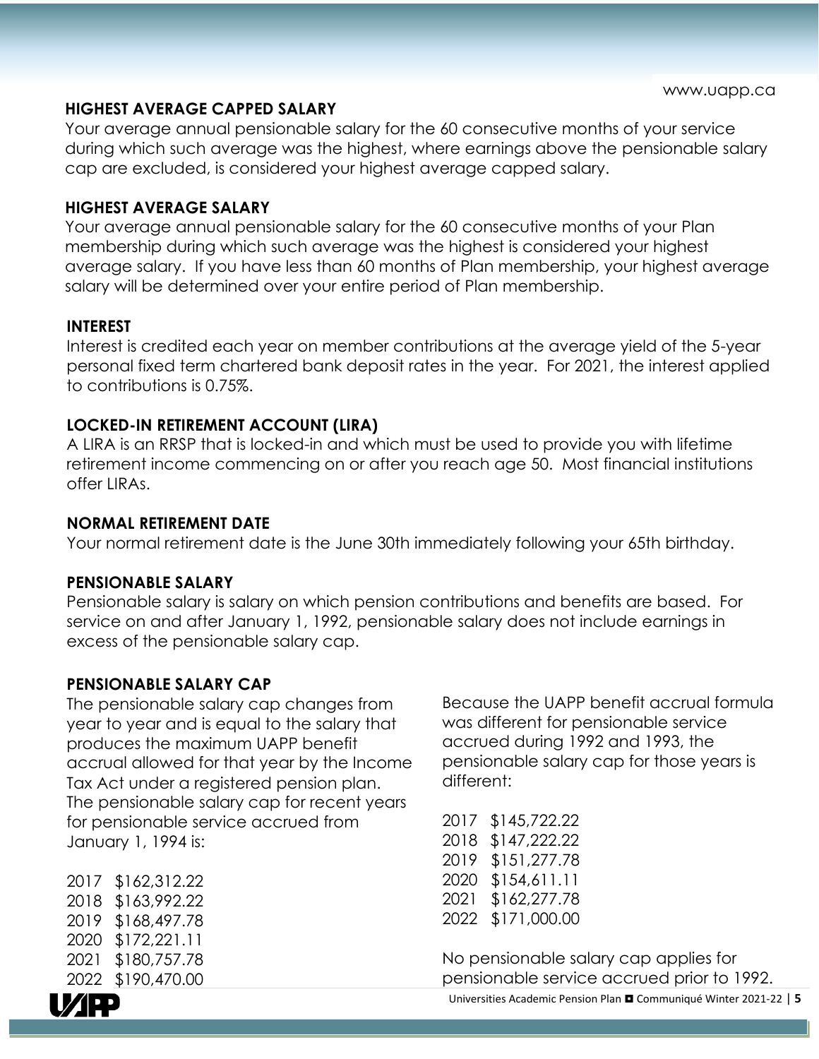### HIGHEST AVERAGE CAPPED SALARY

Your average annual pensionable salary for the 60 consecutive months of your service during which such average was the highest, where earnings above the pensionable salary cap are excluded, is considered your highest average capped salary.

### HIGHEST AVERAGE SALARY

Your average annual pensionable salary for the 60 consecutive months of your Plan membership during which such average was the highest is considered your highest average salary. If you have less than 60 months of Plan membership, your highest average salary will be determined over your entire period of Plan membership.

### INTEREST

Interest is credited each year on member contributions at the average yield of the 5-year personal fixed term chartered bank deposit rates in the year. For 2021, the interest applied to contributions is 0.75%.

### LOCKED-IN RETIREMENT ACCOUNT (LIRA)

A LIRA is an RRSP that is locked-in and which must be used to provide you with lifetime retirement income commencing on or after you reach age 50. Most financial institutions offer LIRAs.

### NORMAL RETIREMENT DATE

Your normal retirement date is the June 30th immediately following your 65th birthday.

### PENSIONABLE SALARY

Pensionable salary is salary on which pension contributions and benefits are based. For service on and after January 1, 1992, pensionable salary does not include earnings in excess of the pensionable salary cap.

### PENSIONABLE SALARY CAP

The pensionable salary cap changes from year to year and is equal to the salary that produces the maximum UAPP benefit accrual allowed for that year by the Income Tax Act under a registered pension plan. The pensionable salary cap for recent years for pensionable service accrued from January 1, 1994 is:

2017 $162,312.22
2018 $163,992.22
2019 $168,497.78
2020 $172,221.11
2021 $180,757.78
2022 $190,470.00

Because the UAPP benefit accrual formula was different for pensionable service accrued during 1992 and 1993, the pensionable salary cap for those years is different:

2017 $145,722.22
2018 $147,222.22
2019 $151,277.78
2020 $154,611.11
2021 $162,277.78
2022 $171,000.00

No pensionable salary cap applies for pensionable service accrued prior to 1992.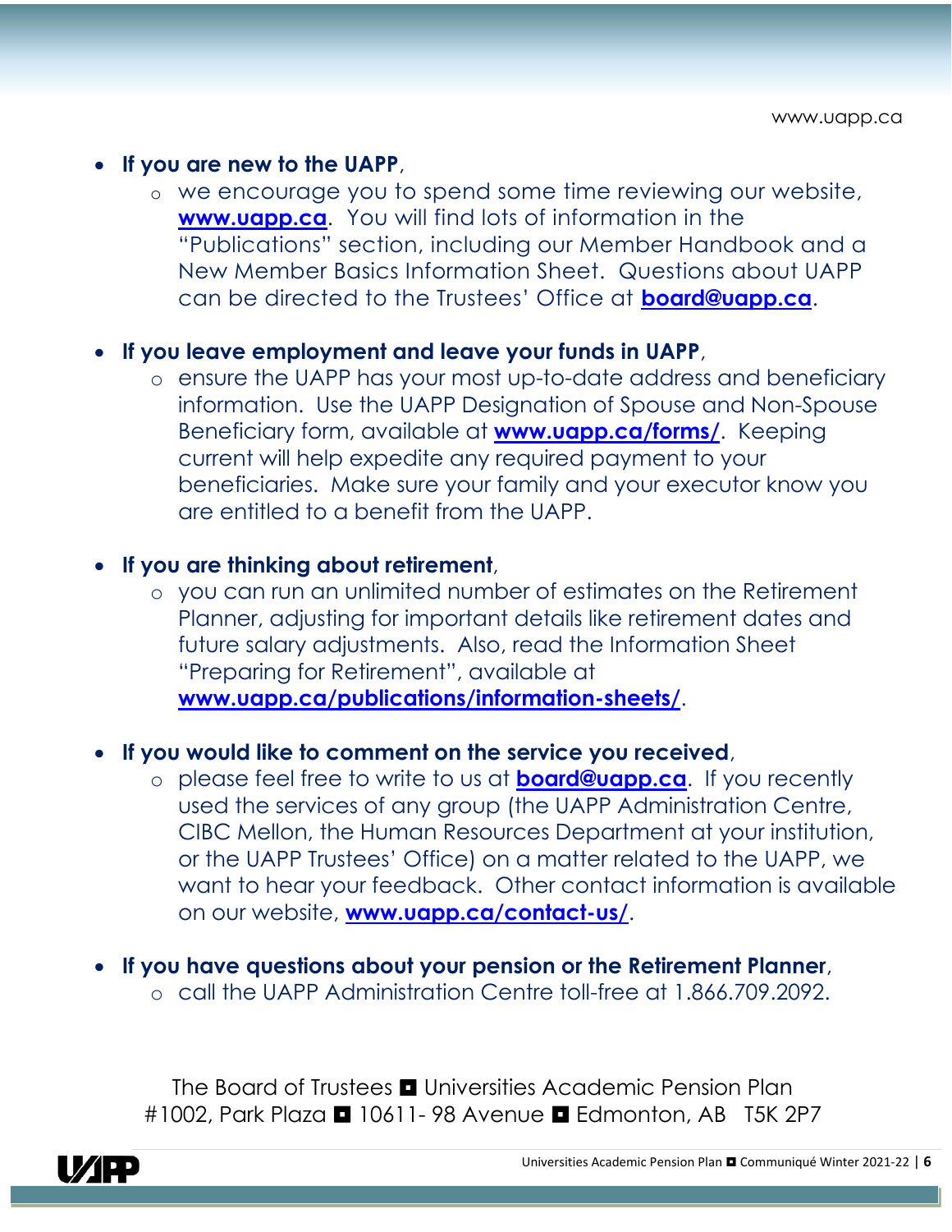- **If you are new to the UAPP**,
  - we encourage you to spend some time reviewing our website, **www.uapp.ca**. You will find lots of information in the "Publications" section, including our Member Handbook and a New Member Basics Information Sheet. Questions about UAPP can be directed to the Trustees' Office at **board@uapp.ca**.

- **If you leave employment and leave your funds in UAPP**,
  - ensure the UAPP has your most up-to-date address and beneficiary information. Use the UAPP Designation of Spouse and Non-Spouse Beneficiary form, available at **www.uapp.ca/forms/**. Keeping current will help expedite any required payment to your beneficiaries. Make sure your family and your executor know you are entitled to a benefit from the UAPP.

- **If you are thinking about retirement**,
  - you can run an unlimited number of estimates on the Retirement Planner, adjusting for important details like retirement dates and future salary adjustments. Also, read the Information Sheet "Preparing for Retirement", available at **www.uapp.ca/publications/information-sheets/**.

- **If you would like to comment on the service you received**,
  - please feel free to write to us at **board@uapp.ca**. If you recently used the services of any group (the UAPP Administration Centre, CIBC Mellon, the Human Resources Department at your institution, or the UAPP Trustees' Office) on a matter related to the UAPP, we want to hear your feedback. Other contact information is available on our website, **www.uapp.ca/contact-us/**.

- **If you have questions about your pension or the Retirement Planner**,
  - call the UAPP Administration Centre toll-free at 1.866.709.2092.

The Board of Trustees ▪ Universities Academic Pension Plan
#1002, Park Plaza ▪ 10611- 98 Avenue ▪ Edmonton, AB T5K 2P7